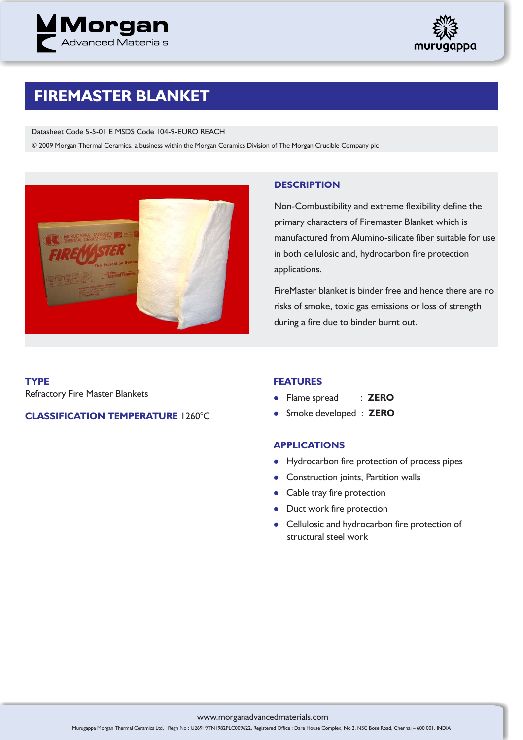# FIREMASTER BLANKET

Datasheet Code 5-5-01 E MSDS Code 104-9-EURO REACH

© 2009 Morgan Thermal Ceramics, a business within the Morgan Ceramics Division of The Morgan Crucible Company plc

## DESCRIPTION

Non-Combustibility and extreme flexibility define the primary characters of Firemaster Blanket which is manufactured from Alumino-silicate fiber suitable for use in both cellulosic and, hydrocarbon fire protection applications.

FireMaster blanket is binder free and hence there are no risks of smoke, toxic gas emissions or loss of strength during a fire due to binder burnt out.

## TYPE

Refractory Fire Master Blankets

**CLASSIFICATION TEMPERATURE** 1260°C

## FEATURES

- Flame spread : **ZERO**
- Smoke developed : **ZERO**

## APPLICATIONS

- Hydrocarbon fire protection of process pipes
- Construction joints, Partition walls
- Cable tray fire protection
- Duct work fire protection
- Cellulosic and hydrocarbon fire protection of structural steel work

www.morganadvancedmaterials.com

Murugappa Morgan Thermal Ceramics Ltd. Regn No : U26919TN1982PLC009622, Registered Office : Dare House Complex, No 2, NSC Bose Road, Chennai – 600 001. INDIA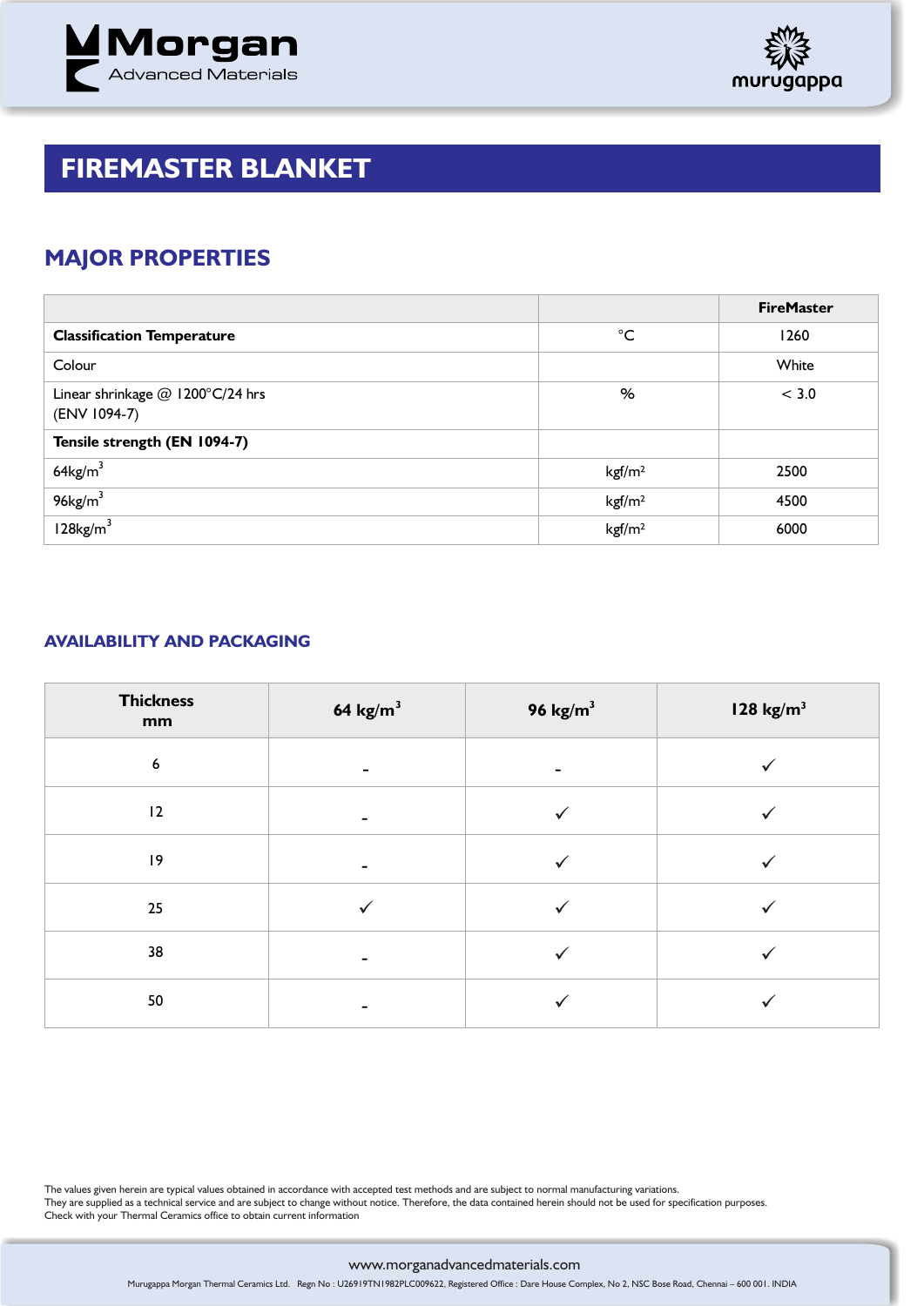# FIREMASTER BLANKET

## MAJOR PROPERTIES

| | | FireMaster |
|---|---|---|
| **Classification Temperature** | °C | 1260 |
| Colour | | White |
| Linear shrinkage @ 1200°C/24 hrs (ENV 1094-7) | % | < 3.0 |
| **Tensile strength (EN 1094-7)** | | |
| 64kg/$m^3$ | kgf/$m^2$ | 2500 |
| 96kg/$m^3$ | kgf/$m^2$ | 4500 |
| 128kg/$m^3$ | kgf/$m^2$ | 6000 |

### AVAILABILITY AND PACKAGING

| Thickness mm | 64 kg/$m^3$ | 96 kg/$m^3$ | 128 kg/$m^3$ |
|---|---|---|---|
| 6 | - | - | ✓ |
| 12 | - | ✓ | ✓ |
| 19 | - | ✓ | ✓ |
| 25 | ✓ | ✓ | ✓ |
| 38 | - | ✓ | ✓ |
| 50 | - | ✓ | ✓ |

The values given herein are typical values obtained in accordance with accepted test methods and are subject to normal manufacturing variations.
They are supplied as a technical service and are subject to change without notice. Therefore, the data contained herein should not be used for specification purposes.
Check with your Thermal Ceramics office to obtain current information

www.morganadvancedmaterials.com

Murugappa Morgan Thermal Ceramics Ltd. Regn No : U26919TN1982PLC009622, Registered Office : Dare House Complex, No 2, NSC Bose Road, Chennai – 600 001. INDIA